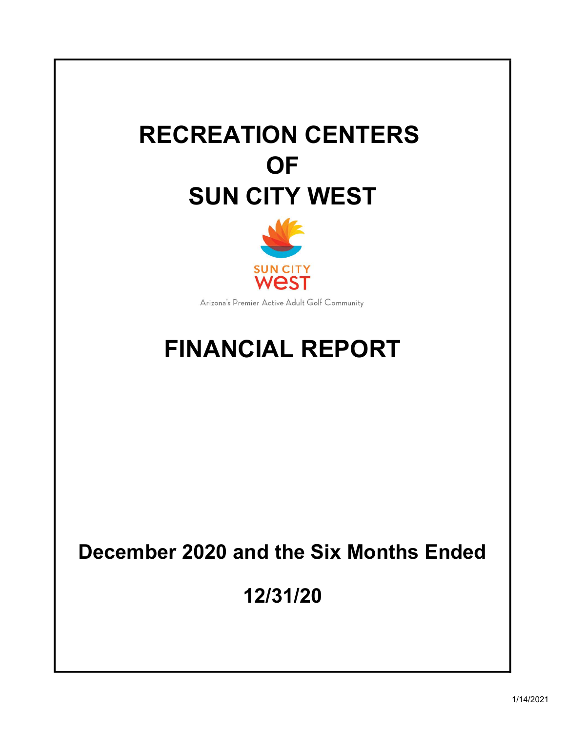# RECREATION CENTERS OF SUN CITY WEST

SUN CITY WEST

Arizona's Premier Active Adult Golf Community

# FINANCIAL REPORT

**December 2020 and the Six Months Ended**

**12/31/20**

1/14/2021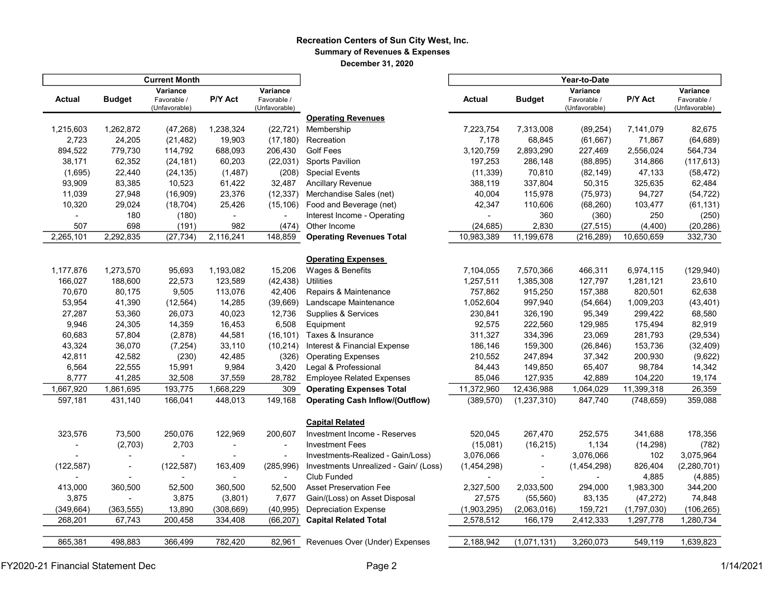# Recreation Centers of Sun City West, Inc.

## Summary of Revenues & Expenses

### December 31, 2020

| Current Month | | | | | | Year-to-Date | | | | |
|---|---|---|---|---|---|---|---|---|---|---|
| Actual | Budget | Variance Favorable / (Unfavorable) | P/Y Act | Variance Favorable / (Unfavorable) | | Actual | Budget | Variance Favorable / (Unfavorable) | P/Y Act | Variance Favorable / (Unfavorable) |
| | | | | | **Operating Revenues** | | | | | |
| 1,215,603 | 1,262,872 | (47,268) | 1,238,324 | (22,721) | Membership | 7,223,754 | 7,313,008 | (89,254) | 7,141,079 | 82,675 |
| 2,723 | 24,205 | (21,482) | 19,903 | (17,180) | Recreation | 7,178 | 68,845 | (61,667) | 71,867 | (64,689) |
| 894,522 | 779,730 | 114,792 | 688,093 | 206,430 | Golf Fees | 3,120,759 | 2,893,290 | 227,469 | 2,556,024 | 564,734 |
| 38,171 | 62,352 | (24,181) | 60,203 | (22,031) | Sports Pavilion | 197,253 | 286,148 | (88,895) | 314,866 | (117,613) |
| (1,695) | 22,440 | (24,135) | (1,487) | (208) | Special Events | (11,339) | 70,810 | (82,149) | 47,133 | (58,472) |
| 93,909 | 83,385 | 10,523 | 61,422 | 32,487 | Ancillary Revenue | 388,119 | 337,804 | 50,315 | 325,635 | 62,484 |
| 11,039 | 27,948 | (16,909) | 23,376 | (12,337) | Merchandise Sales (net) | 40,004 | 115,978 | (75,973) | 94,727 | (54,722) |
| 10,320 | 29,024 | (18,704) | 25,426 | (15,106) | Food and Beverage (net) | 42,347 | 110,606 | (68,260) | 103,477 | (61,131) |
| - | 180 | (180) | - | - | Interest Income - Operating | - | 360 | (360) | 250 | (250) |
| 507 | 698 | (191) | 982 | (474) | Other Income | (24,685) | 2,830 | (27,515) | (4,400) | (20,286) |
| 2,265,101 | 2,292,835 | (27,734) | 2,116,241 | 148,859 | **Operating Revenues Total** | 10,983,389 | 11,199,678 | (216,289) | 10,650,659 | 332,730 |
| | | | | | **Operating Expenses** | | | | | |
| 1,177,876 | 1,273,570 | 95,693 | 1,193,082 | 15,206 | Wages & Benefits | 7,104,055 | 7,570,366 | 466,311 | 6,974,115 | (129,940) |
| 166,027 | 188,600 | 22,573 | 123,589 | (42,438) | Utilities | 1,257,511 | 1,385,308 | 127,797 | 1,281,121 | 23,610 |
| 70,670 | 80,175 | 9,505 | 113,076 | 42,406 | Repairs & Maintenance | 757,862 | 915,250 | 157,388 | 820,501 | 62,638 |
| 53,954 | 41,390 | (12,564) | 14,285 | (39,669) | Landscape Maintenance | 1,052,604 | 997,940 | (54,664) | 1,009,203 | (43,401) |
| 27,287 | 53,360 | 26,073 | 40,023 | 12,736 | Supplies & Services | 230,841 | 326,190 | 95,349 | 299,422 | 68,580 |
| 9,946 | 24,305 | 14,359 | 16,453 | 6,508 | Equipment | 92,575 | 222,560 | 129,985 | 175,494 | 82,919 |
| 60,683 | 57,804 | (2,878) | 44,581 | (16,101) | Taxes & Insurance | 311,327 | 334,396 | 23,069 | 281,793 | (29,534) |
| 43,324 | 36,070 | (7,254) | 33,110 | (10,214) | Interest & Financial Expense | 186,146 | 159,300 | (26,846) | 153,736 | (32,409) |
| 42,811 | 42,582 | (230) | 42,485 | (326) | Operating Expenses | 210,552 | 247,894 | 37,342 | 200,930 | (9,622) |
| 6,564 | 22,555 | 15,991 | 9,984 | 3,420 | Legal & Professional | 84,443 | 149,850 | 65,407 | 98,784 | 14,342 |
| 8,777 | 41,285 | 32,508 | 37,559 | 28,782 | Employee Related Expenses | 85,046 | 127,935 | 42,889 | 104,220 | 19,174 |
| 1,667,920 | 1,861,695 | 193,775 | 1,668,229 | 309 | **Operating Expenses Total** | 11,372,960 | 12,436,988 | 1,064,029 | 11,399,318 | 26,359 |
| 597,181 | 431,140 | 166,041 | 448,013 | 149,168 | **Operating Cash Inflow/(Outflow)** | (389,570) | (1,237,310) | 847,740 | (748,659) | 359,088 |
| | | | | | **Capital Related** | | | | | |
| 323,576 | 73,500 | 250,076 | 122,969 | 200,607 | Investment Income - Reserves | 520,045 | 267,470 | 252,575 | 341,688 | 178,356 |
| - | (2,703) | 2,703 | - | - | Investment Fees | (15,081) | (16,215) | 1,134 | (14,298) | (782) |
| - | - | - | - | - | Investments-Realized - Gain/Loss) | 3,076,066 | - | 3,076,066 | 102 | 3,075,964 |
| (122,587) | - | (122,587) | 163,409 | (285,996) | Investments Unrealized - Gain/ (Loss) | (1,454,298) | - | (1,454,298) | 826,404 | (2,280,701) |
| - | - | - | - | - | Club Funded | - | - | - | 4,885 | (4,885) |
| 413,000 | 360,500 | 52,500 | 360,500 | 52,500 | Asset Preservation Fee | 2,327,500 | 2,033,500 | 294,000 | 1,983,300 | 344,200 |
| 3,875 | - | 3,875 | (3,801) | 7,677 | Gain/(Loss) on Asset Disposal | 27,575 | (55,560) | 83,135 | (47,272) | 74,848 |
| (349,664) | (363,555) | 13,890 | (308,669) | (40,995) | Depreciation Expense | (1,903,295) | (2,063,016) | 159,721 | (1,797,030) | (106,265) |
| 268,201 | 67,743 | 200,458 | 334,408 | (66,207) | **Capital Related Total** | 2,578,512 | 166,179 | 2,412,333 | 1,297,778 | 1,280,734 |
| 865,381 | 498,883 | 366,499 | 782,420 | 82,961 | Revenues Over (Under) Expenses | 2,188,942 | (1,071,131) | 3,260,073 | 549,119 | 1,639,823 |

FY2020-21 Financial Statement Dec 1/14/2021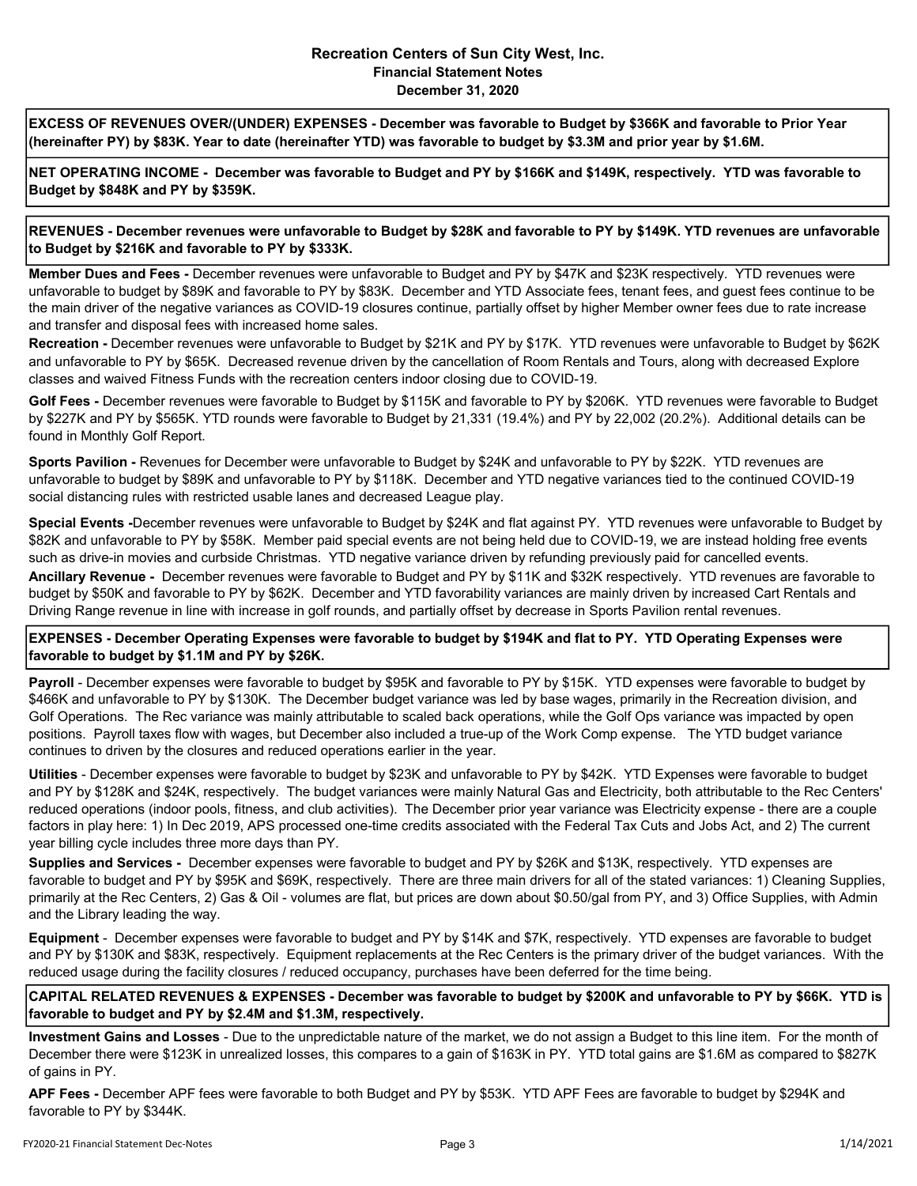# Recreation Centers of Sun City West, Inc.

## Financial Statement Notes

### December 31, 2020

**EXCESS OF REVENUES OVER/(UNDER) EXPENSES - December was favorable to Budget by $366K and favorable to Prior Year (hereinafter PY) by $83K. Year to date (hereinafter YTD) was favorable to budget by $3.3M and prior year by $1.6M.**

**NET OPERATING INCOME - December was favorable to Budget and PY by $166K and $149K, respectively. YTD was favorable to Budget by $848K and PY by $359K.**

**REVENUES - December revenues were unfavorable to Budget by $28K and favorable to PY by $149K. YTD revenues are unfavorable to Budget by $216K and favorable to PY by $333K.**

**Member Dues and Fees -** December revenues were unfavorable to Budget and PY by $47K and $23K respectively. YTD revenues were unfavorable to budget by $89K and favorable to PY by $83K. December and YTD Associate fees, tenant fees, and guest fees continue to be the main driver of the negative variances as COVID-19 closures continue, partially offset by higher Member owner fees due to rate increase and transfer and disposal fees with increased home sales.

**Recreation -** December revenues were unfavorable to Budget by $21K and PY by $17K. YTD revenues were unfavorable to Budget by $62K and unfavorable to PY by $65K. Decreased revenue driven by the cancellation of Room Rentals and Tours, along with decreased Explore classes and waived Fitness Funds with the recreation centers indoor closing due to COVID-19.

**Golf Fees -** December revenues were favorable to Budget by $115K and favorable to PY by $206K. YTD revenues were favorable to Budget by $227K and PY by $565K. YTD rounds were favorable to Budget by 21,331 (19.4%) and PY by 22,002 (20.2%). Additional details can be found in Monthly Golf Report.

**Sports Pavilion -** Revenues for December were unfavorable to Budget by $24K and unfavorable to PY by $22K. YTD revenues are unfavorable to budget by $89K and unfavorable to PY by $118K. December and YTD negative variances tied to the continued COVID-19 social distancing rules with restricted usable lanes and decreased League play.

**Special Events -**December revenues were unfavorable to Budget by $24K and flat against PY. YTD revenues were unfavorable to Budget by $82K and unfavorable to PY by $58K. Member paid special events are not being held due to COVID-19, we are instead holding free events such as drive-in movies and curbside Christmas. YTD negative variance driven by refunding previously paid for cancelled events.

**Ancillary Revenue -** December revenues were favorable to Budget and PY by $11K and $32K respectively. YTD revenues are favorable to budget by $50K and favorable to PY by $62K. December and YTD favorability variances are mainly driven by increased Cart Rentals and Driving Range revenue in line with increase in golf rounds, and partially offset by decrease in Sports Pavilion rental revenues.

**EXPENSES - December Operating Expenses were favorable to budget by $194K and flat to PY. YTD Operating Expenses were favorable to budget by $1.1M and PY by $26K.**

**Payroll** - December expenses were favorable to budget by $95K and favorable to PY by $15K. YTD expenses were favorable to budget by $466K and unfavorable to PY by $130K. The December budget variance was led by base wages, primarily in the Recreation division, and Golf Operations. The Rec variance was mainly attributable to scaled back operations, while the Golf Ops variance was impacted by open positions. Payroll taxes flow with wages, but December also included a true-up of the Work Comp expense. The YTD budget variance continues to driven by the closures and reduced operations earlier in the year.

**Utilities** - December expenses were favorable to budget by $23K and unfavorable to PY by $42K. YTD Expenses were favorable to budget and PY by $128K and $24K, respectively. The budget variances were mainly Natural Gas and Electricity, both attributable to the Rec Centers' reduced operations (indoor pools, fitness, and club activities). The December prior year variance was Electricity expense - there are a couple factors in play here: 1) In Dec 2019, APS processed one-time credits associated with the Federal Tax Cuts and Jobs Act, and 2) The current year billing cycle includes three more days than PY.

**Supplies and Services -** December expenses were favorable to budget and PY by $26K and $13K, respectively. YTD expenses are favorable to budget and PY by $95K and $69K, respectively. There are three main drivers for all of the stated variances: 1) Cleaning Supplies, primarily at the Rec Centers, 2) Gas & Oil - volumes are flat, but prices are down about $0.50/gal from PY, and 3) Office Supplies, with Admin and the Library leading the way.

**Equipment** - December expenses were favorable to budget and PY by $14K and $7K, respectively. YTD expenses are favorable to budget and PY by $130K and $83K, respectively. Equipment replacements at the Rec Centers is the primary driver of the budget variances. With the reduced usage during the facility closures / reduced occupancy, purchases have been deferred for the time being.

**CAPITAL RELATED REVENUES & EXPENSES - December was favorable to budget by $200K and unfavorable to PY by $66K. YTD is favorable to budget and PY by $2.4M and $1.3M, respectively.**

**Investment Gains and Losses** - Due to the unpredictable nature of the market, we do not assign a Budget to this line item. For the month of December there were $123K in unrealized losses, this compares to a gain of $163K in PY. YTD total gains are $1.6M as compared to $827K of gains in PY.

**APF Fees -** December APF fees were favorable to both Budget and PY by $53K. YTD APF Fees are favorable to budget by $294K and favorable to PY by $344K.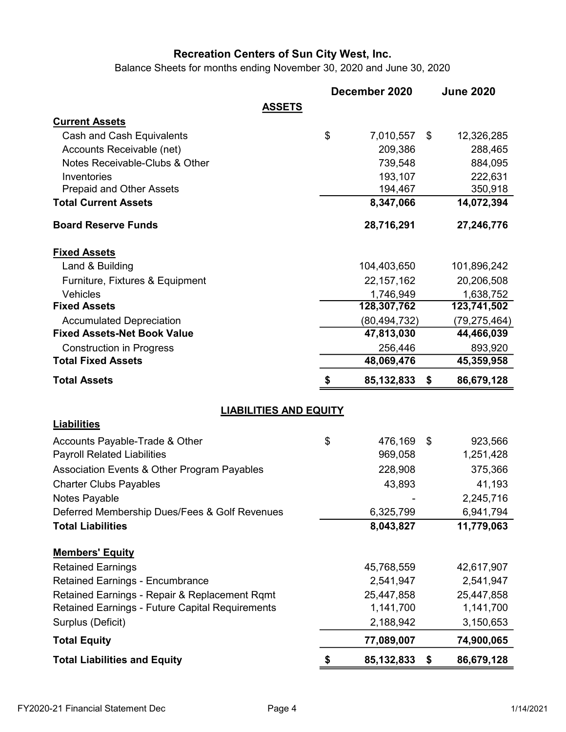# Recreation Centers of Sun City West, Inc.

Balance Sheets for months ending November 30, 2020 and June 30, 2020

| | December 2020 | June 2020 |
|---|---|---|
| **ASSETS** | | |
| **Current Assets** | | |
| Cash and Cash Equivalents | $ 7,010,557 | $ 12,326,285 |
| Accounts Receivable (net) | 209,386 | 288,465 |
| Notes Receivable-Clubs & Other | 739,548 | 884,095 |
| Inventories | 193,107 | 222,631 |
| Prepaid and Other Assets | 194,467 | 350,918 |
| **Total Current Assets** | **8,347,066** | **14,072,394** |
| **Board Reserve Funds** | **28,716,291** | **27,246,776** |
| **Fixed Assets** | | |
| Land & Building | 104,403,650 | 101,896,242 |
| Furniture, Fixtures & Equipment | 22,157,162 | 20,206,508 |
| Vehicles | 1,746,949 | 1,638,752 |
| **Fixed Assets** | **128,307,762** | **123,741,502** |
| Accumulated Depreciation | (80,494,732) | (79,275,464) |
| **Fixed Assets-Net Book Value** | **47,813,030** | **44,466,039** |
| Construction in Progress | 256,446 | 893,920 |
| **Total Fixed Assets** | **48,069,476** | **45,359,958** |
| **Total Assets** | **$ 85,132,833** | **$ 86,679,128** |
| **LIABILITIES AND EQUITY** | | |
| **Liabilities** | | |
| Accounts Payable-Trade & Other | $ 476,169 | $ 923,566 |
| Payroll Related Liabilities | 969,058 | 1,251,428 |
| Association Events & Other Program Payables | 228,908 | 375,366 |
| Charter Clubs Payables | 43,893 | 41,193 |
| Notes Payable | - | 2,245,716 |
| Deferred Membership Dues/Fees & Golf Revenues | 6,325,799 | 6,941,794 |
| **Total Liabilities** | **8,043,827** | **11,779,063** |
| **Members' Equity** | | |
| Retained Earnings | 45,768,559 | 42,617,907 |
| Retained Earnings - Encumbrance | 2,541,947 | 2,541,947 |
| Retained Earnings - Repair & Replacement Rqmt | 25,447,858 | 25,447,858 |
| Retained Earnings - Future Capital Requirements | 1,141,700 | 1,141,700 |
| Surplus (Deficit) | 2,188,942 | 3,150,653 |
| **Total Equity** | **77,089,007** | **74,900,065** |
| **Total Liabilities and Equity** | **$ 85,132,833** | **$ 86,679,128** |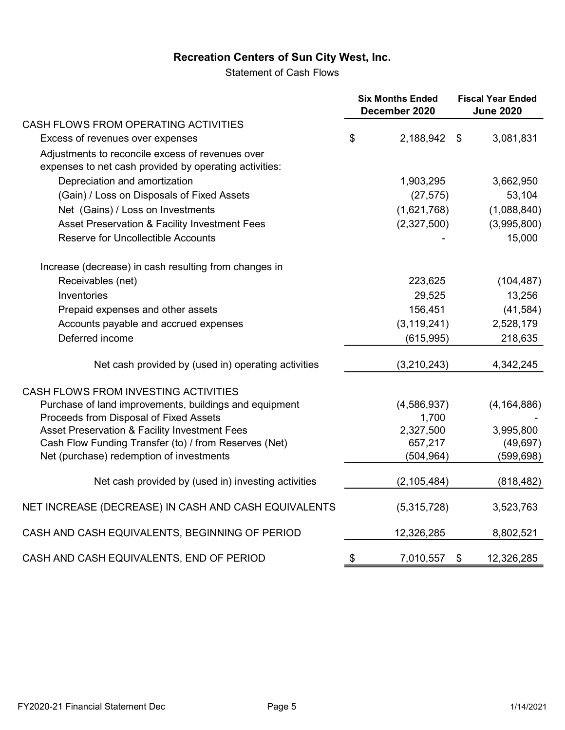## Recreation Centers of Sun City West, Inc.

Statement of Cash Flows

| | Six Months Ended December 2020 | Fiscal Year Ended June 2020 |
|---|---|---|
| **CASH FLOWS FROM OPERATING ACTIVITIES** | | |
| Excess of revenues over expenses | $ 2,188,942 | $ 3,081,831 |
| Adjustments to reconcile excess of revenues over expenses to net cash provided by operating activities: | | |
| Depreciation and amortization | 1,903,295 | 3,662,950 |
| (Gain) / Loss on Disposals of Fixed Assets | (27,575) | 53,104 |
| Net (Gains) / Loss on Investments | (1,621,768) | (1,088,840) |
| Asset Preservation & Facility Investment Fees | (2,327,500) | (3,995,800) |
| Reserve for Uncollectible Accounts | - | 15,000 |
| Increase (decrease) in cash resulting from changes in | | |
| Receivables (net) | 223,625 | (104,487) |
| Inventories | 29,525 | 13,256 |
| Prepaid expenses and other assets | 156,451 | (41,584) |
| Accounts payable and accrued expenses | (3,119,241) | 2,528,179 |
| Deferred income | (615,995) | 218,635 |
| Net cash provided by (used in) operating activities | (3,210,243) | 4,342,245 |
| **CASH FLOWS FROM INVESTING ACTIVITIES** | | |
| Purchase of land improvements, buildings and equipment | (4,586,937) | (4,164,886) |
| Proceeds from Disposal of Fixed Assets | 1,700 | - |
| Asset Preservation & Facility Investment Fees | 2,327,500 | 3,995,800 |
| Cash Flow Funding Transfer (to) / from Reserves (Net) | 657,217 | (49,697) |
| Net (purchase) redemption of investments | (504,964) | (599,698) |
| Net cash provided by (used in) investing activities | (2,105,484) | (818,482) |
| **NET INCREASE (DECREASE) IN CASH AND CASH EQUIVALENTS** | (5,315,728) | 3,523,763 |
| **CASH AND CASH EQUIVALENTS, BEGINNING OF PERIOD** | 12,326,285 | 8,802,521 |
| **CASH AND CASH EQUIVALENTS, END OF PERIOD** | $ 7,010,557 | $ 12,326,285 |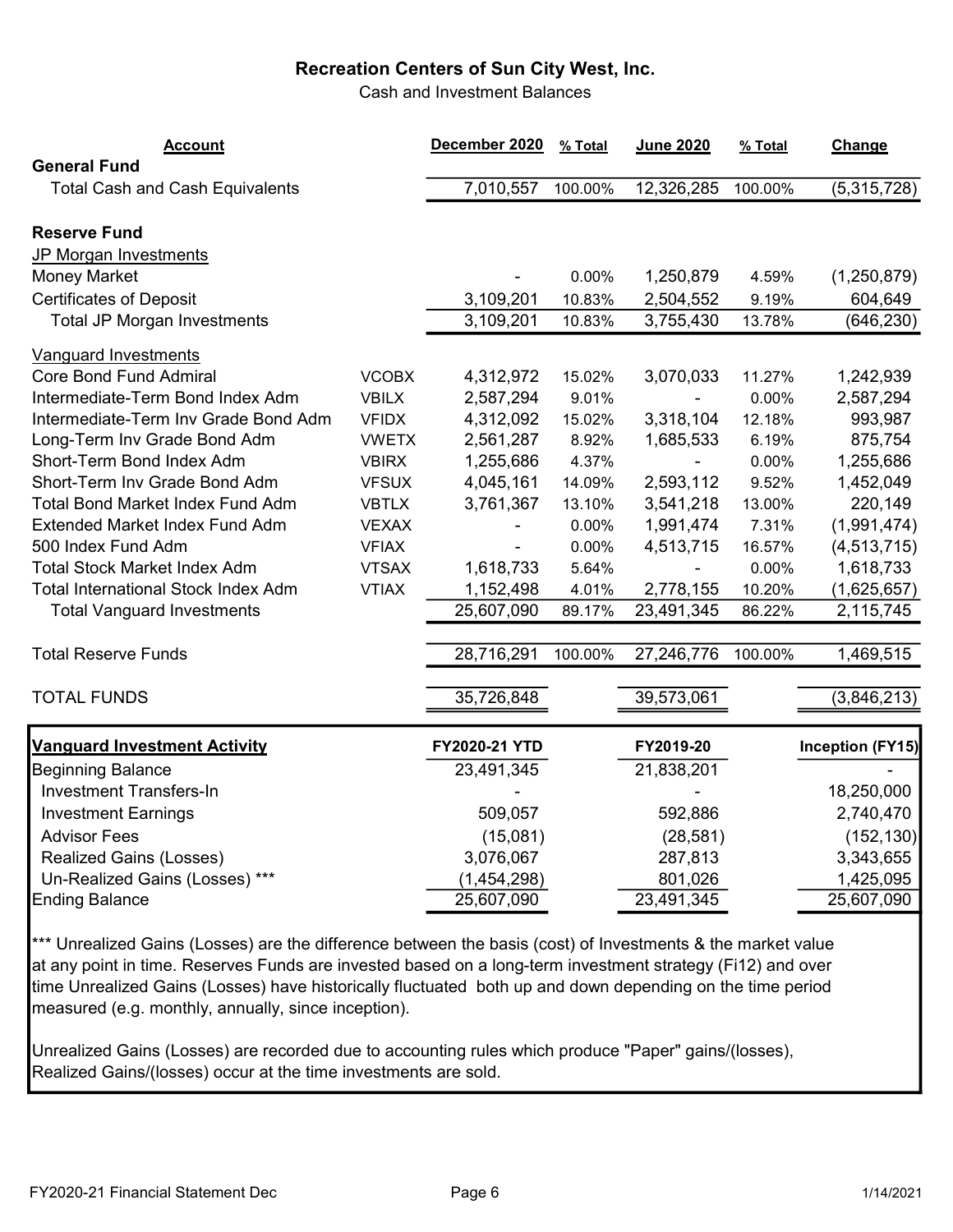# Recreation Centers of Sun City West, Inc.

Cash and Investment Balances

| Account | | December 2020 | % Total | June 2020 | % Total | Change |
|---|---|---|---|---|---|---|
| **General Fund** | | | | | | |
| Total Cash and Cash Equivalents | | 7,010,557 | 100.00% | 12,326,285 | 100.00% | (5,315,728) |
| **Reserve Fund** | | | | | | |
| JP Morgan Investments | | | | | | |
| Money Market | | - | 0.00% | 1,250,879 | 4.59% | (1,250,879) |
| Certificates of Deposit | | 3,109,201 | 10.83% | 2,504,552 | 9.19% | 604,649 |
| Total JP Morgan Investments | | 3,109,201 | 10.83% | 3,755,430 | 13.78% | (646,230) |
| Vanguard Investments | | | | | | |
| Core Bond Fund Admiral | VCOBX | 4,312,972 | 15.02% | 3,070,033 | 11.27% | 1,242,939 |
| Intermediate-Term Bond Index Adm | VBILX | 2,587,294 | 9.01% | - | 0.00% | 2,587,294 |
| Intermediate-Term Inv Grade Bond Adm | VFIDX | 4,312,092 | 15.02% | 3,318,104 | 12.18% | 993,987 |
| Long-Term Inv Grade Bond Adm | VWETX | 2,561,287 | 8.92% | 1,685,533 | 6.19% | 875,754 |
| Short-Term Bond Index Adm | VBIRX | 1,255,686 | 4.37% | - | 0.00% | 1,255,686 |
| Short-Term Inv Grade Bond Adm | VFSUX | 4,045,161 | 14.09% | 2,593,112 | 9.52% | 1,452,049 |
| Total Bond Market Index Fund Adm | VBTLX | 3,761,367 | 13.10% | 3,541,218 | 13.00% | 220,149 |
| Extended Market Index Fund Adm | VEXAX | - | 0.00% | 1,991,474 | 7.31% | (1,991,474) |
| 500 Index Fund Adm | VFIAX | - | 0.00% | 4,513,715 | 16.57% | (4,513,715) |
| Total Stock Market Index Adm | VTSAX | 1,618,733 | 5.64% | - | 0.00% | 1,618,733 |
| Total International Stock Index Adm | VTIAX | 1,152,498 | 4.01% | 2,778,155 | 10.20% | (1,625,657) |
| Total Vanguard Investments | | 25,607,090 | 89.17% | 23,491,345 | 86.22% | 2,115,745 |
| Total Reserve Funds | | 28,716,291 | 100.00% | 27,246,776 | 100.00% | 1,469,515 |
| TOTAL FUNDS | | 35,726,848 | | 39,573,061 | | (3,846,213) |

| **Vanguard Investment Activity** | FY2020-21 YTD | FY2019-20 | Inception (FY15) |
|---|---|---|---|
| Beginning Balance | 23,491,345 | 21,838,201 | - |
| Investment Transfers-In | - | - | 18,250,000 |
| Investment Earnings | 509,057 | 592,886 | 2,740,470 |
| Advisor Fees | (15,081) | (28,581) | (152,130) |
| Realized Gains (Losses) | 3,076,067 | 287,813 | 3,343,655 |
| Un-Realized Gains (Losses) *** | (1,454,298) | 801,026 | 1,425,095 |
| Ending Balance | 25,607,090 | 23,491,345 | 25,607,090 |

*** Unrealized Gains (Losses) are the difference between the basis (cost) of Investments & the market value at any point in time. Reserves Funds are invested based on a long-term investment strategy (Fi12) and over time Unrealized Gains (Losses) have historically fluctuated both up and down depending on the time period measured (e.g. monthly, annually, since inception).

Unrealized Gains (Losses) are recorded due to accounting rules which produce "Paper" gains/(losses), Realized Gains/(losses) occur at the time investments are sold.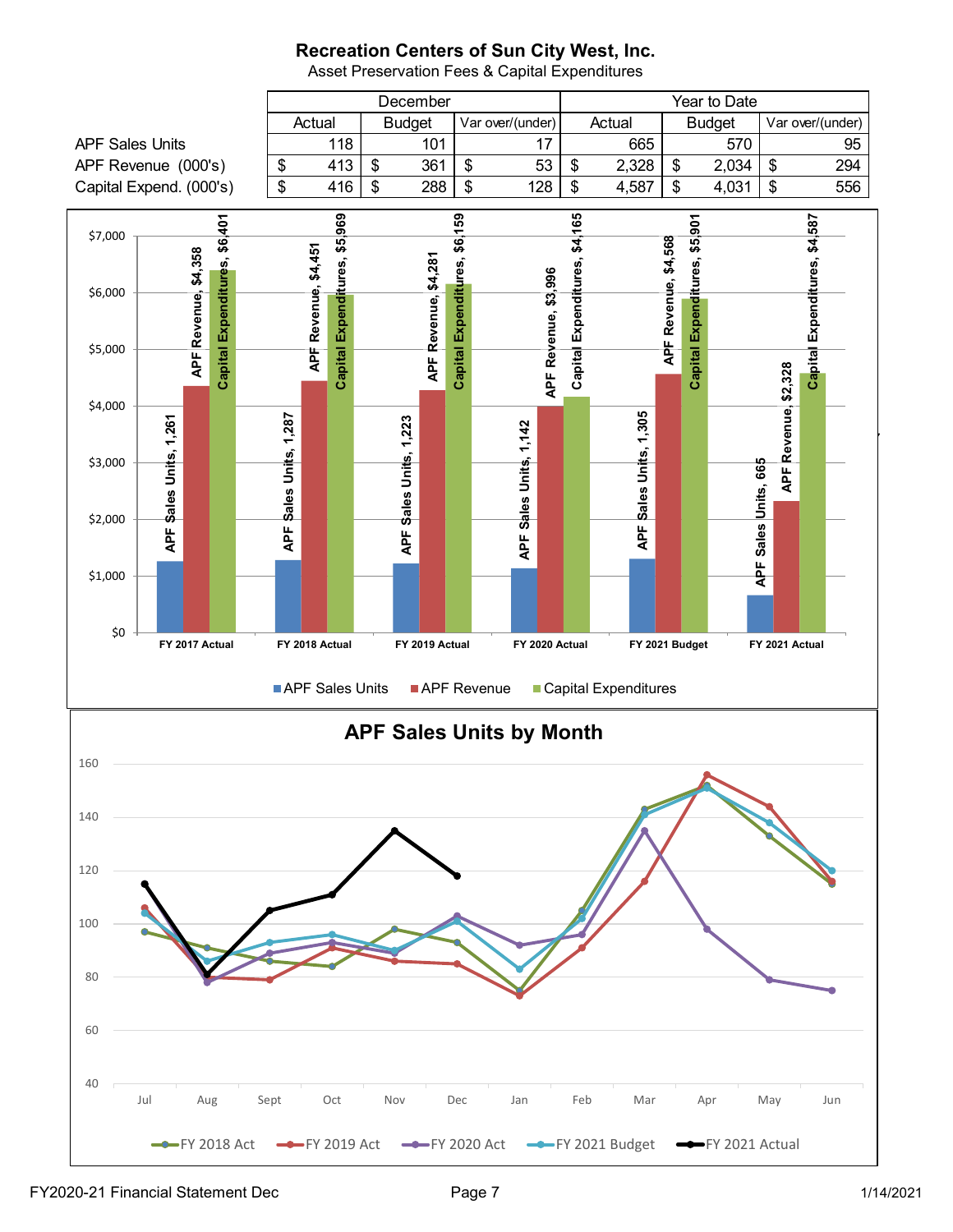# Recreation Centers of Sun City West, Inc.

Asset Preservation Fees & Capital Expenditures

| | December | | | Year to Date | | |
|---|---|---|---|---|---|---|
| | Actual | Budget | Var over/(under) | Actual | Budget | Var over/(under) |
| APF Sales Units | 118 | 101 | 17 | 665 | 570 | 95 |
| APF Revenue (000's) | $ 413 | $ 361 | $ 53 | $ 2,328 | $ 2,034 | $ 294 |
| Capital Expend. (000's) | $ 416 | $ 288 | $ 128 | $ 4,587 | $ 4,031 | $ 556 |

| | APF Sales Units | APF Revenue | Capital Expenditures |
|---|---|---|---|
| FY 2017 Actual | 1,261 | $4,358 | $6,401 |
| FY 2018 Actual | 1,287 | $4,451 | $5,969 |
| FY 2019 Actual | 1,223 | $4,281 | $6,159 |
| FY 2020 Actual | 1,142 | $3,996 | $4,165 |
| FY 2021 Budget | 1,305 | $4,568 | $5,901 |
| FY 2021 Actual | 665 | $2,328 | $4,587 |

## APF Sales Units by Month

| | Jul | Aug | Sept | Oct | Nov | Dec | Jan | Feb | Mar | Apr | May | Jun |
|---|---|---|---|---|---|---|---|---|---|---|---|---|
| FY 2018 Act | 97 | 91 | 86 | 84 | 98 | 93 | 75 | 105 | 143 | 152 | 133 | 115 |
| FY 2019 Act | 106 | 80 | 79 | 91 | 86 | 85 | 73 | 91 | 116 | 156 | 144 | 116 |
| FY 2020 Act | 97 | 78 | 89 | 93 | 89 | 103 | 92 | 96 | 135 | 98 | 79 | 75 |
| FY 2021 Budget | 104 | 86 | 93 | 96 | 90 | 101 | 83 | 102 | 141 | 151 | 138 | 120 |
| FY 2021 Actual | 115 | 81 | 105 | 111 | 135 | 118 | | | | | | |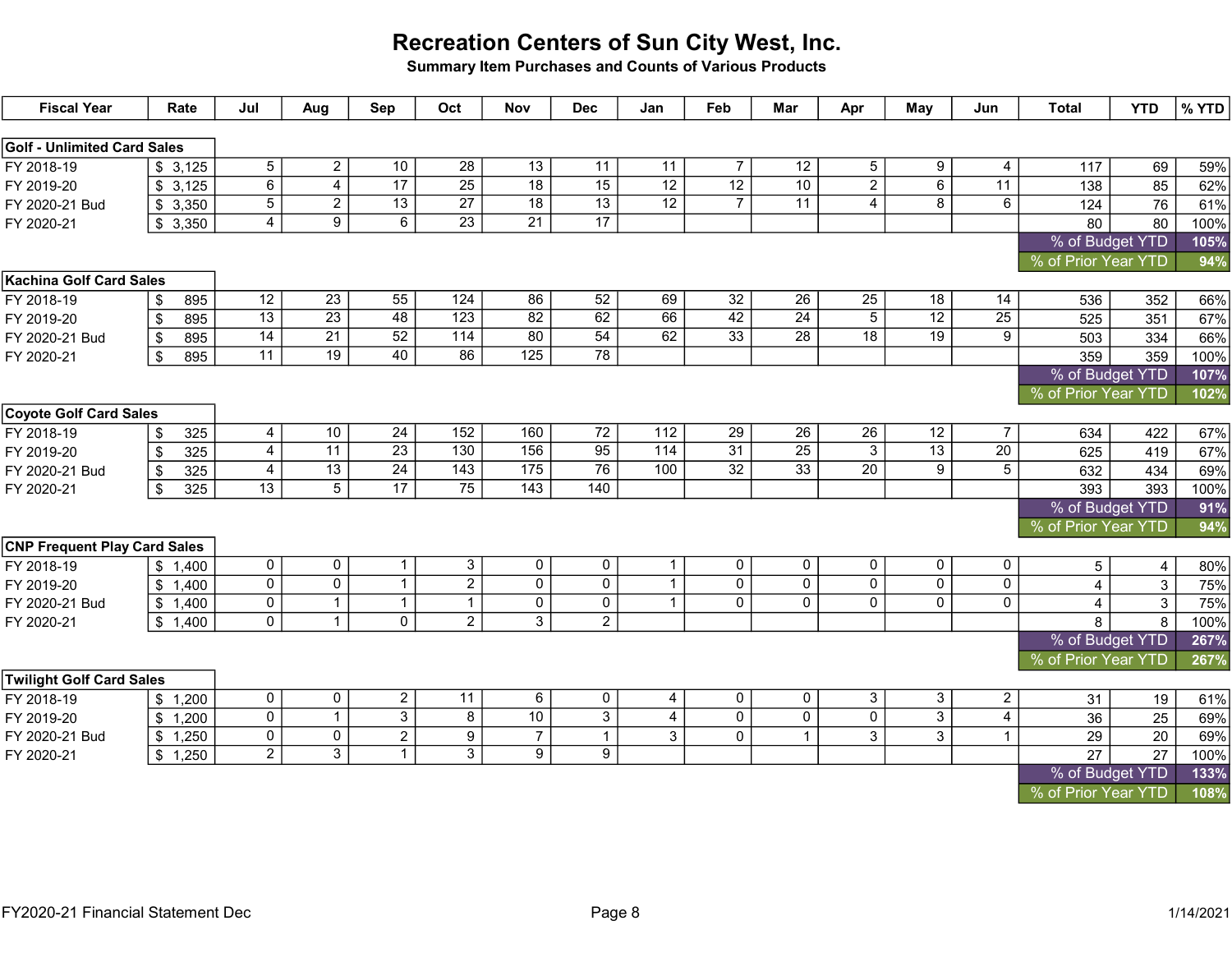# Recreation Centers of Sun City West, Inc.

**Summary Item Purchases and Counts of Various Products**

| Fiscal Year | Rate | Jul | Aug | Sep | Oct | Nov | Dec | Jan | Feb | Mar | Apr | May | Jun | Total | YTD | % YTD |
|---|---|---|---|---|---|---|---|---|---|---|---|---|---|---|---|---|
| **Golf - Unlimited Card Sales** | | | | | | | | | | | | | | | | |
| FY 2018-19 | $ 3,125 | 5 | 2 | 10 | 28 | 13 | 11 | 11 | 7 | 12 | 5 | 9 | 4 | 117 | 69 | 59% |
| FY 2019-20 | $ 3,125 | 6 | 4 | 17 | 25 | 18 | 15 | 12 | 12 | 10 | 2 | 6 | 11 | 138 | 85 | 62% |
| FY 2020-21 Bud | $ 3,350 | 5 | 2 | 13 | 27 | 18 | 13 | 12 | 7 | 11 | 4 | 8 | 6 | 124 | 76 | 61% |
| FY 2020-21 | $ 3,350 | 4 | 9 | 6 | 23 | 21 | 17 | | | | | | | 80 | 80 | 100% |
| | | | | | | | | | | | | | | % of Budget YTD | | 105% |
| | | | | | | | | | | | | | | % of Prior Year YTD | | 94% |
| **Kachina Golf Card Sales** | | | | | | | | | | | | | | | | |
| FY 2018-19 | $ 895 | 12 | 23 | 55 | 124 | 86 | 52 | 69 | 32 | 26 | 25 | 18 | 14 | 536 | 352 | 66% |
| FY 2019-20 | $ 895 | 13 | 23 | 48 | 123 | 82 | 62 | 66 | 42 | 24 | 5 | 12 | 25 | 525 | 351 | 67% |
| FY 2020-21 Bud | $ 895 | 14 | 21 | 52 | 114 | 80 | 54 | 62 | 33 | 28 | 18 | 19 | 9 | 503 | 334 | 66% |
| FY 2020-21 | $ 895 | 11 | 19 | 40 | 86 | 125 | 78 | | | | | | | 359 | 359 | 100% |
| | | | | | | | | | | | | | | % of Budget YTD | | 107% |
| | | | | | | | | | | | | | | % of Prior Year YTD | | 102% |
| **Coyote Golf Card Sales** | | | | | | | | | | | | | | | | |
| FY 2018-19 | $ 325 | 4 | 10 | 24 | 152 | 160 | 72 | 112 | 29 | 26 | 26 | 12 | 7 | 634 | 422 | 67% |
| FY 2019-20 | $ 325 | 4 | 11 | 23 | 130 | 156 | 95 | 114 | 31 | 25 | 3 | 13 | 20 | 625 | 419 | 67% |
| FY 2020-21 Bud | $ 325 | 4 | 13 | 24 | 143 | 175 | 76 | 100 | 32 | 33 | 20 | 9 | 5 | 632 | 434 | 69% |
| FY 2020-21 | $ 325 | 13 | 5 | 17 | 75 | 143 | 140 | | | | | | | 393 | 393 | 100% |
| | | | | | | | | | | | | | | % of Budget YTD | | 91% |
| | | | | | | | | | | | | | | % of Prior Year YTD | | 94% |
| **CNP Frequent Play Card Sales** | | | | | | | | | | | | | | | | |
| FY 2018-19 | $ 1,400 | 0 | 0 | 1 | 3 | 0 | 0 | 1 | 0 | 0 | 0 | 0 | 0 | 5 | 4 | 80% |
| FY 2019-20 | $ 1,400 | 0 | 0 | 1 | 2 | 0 | 0 | 1 | 0 | 0 | 0 | 0 | 0 | 4 | 3 | 75% |
| FY 2020-21 Bud | $ 1,400 | 0 | 1 | 1 | 1 | 0 | 0 | 1 | 0 | 0 | 0 | 0 | 0 | 4 | 3 | 75% |
| FY 2020-21 | $ 1,400 | 0 | 1 | 0 | 2 | 3 | 2 | | | | | | | 8 | 8 | 100% |
| | | | | | | | | | | | | | | % of Budget YTD | | 267% |
| | | | | | | | | | | | | | | % of Prior Year YTD | | 267% |
| **Twilight Golf Card Sales** | | | | | | | | | | | | | | | | |
| FY 2018-19 | $ 1,200 | 0 | 0 | 2 | 11 | 6 | 0 | 4 | 0 | 0 | 3 | 3 | 2 | 31 | 19 | 61% |
| FY 2019-20 | $ 1,200 | 0 | 1 | 3 | 8 | 10 | 3 | 4 | 0 | 0 | 0 | 3 | 4 | 36 | 25 | 69% |
| FY 2020-21 Bud | $ 1,250 | 0 | 0 | 2 | 9 | 7 | 1 | 3 | 0 | 1 | 3 | 3 | 1 | 29 | 20 | 69% |
| FY 2020-21 | $ 1,250 | 2 | 3 | 1 | 3 | 9 | 9 | | | | | | | 27 | 27 | 100% |
| | | | | | | | | | | | | | | % of Budget YTD | | 133% |
| | | | | | | | | | | | | | | % of Prior Year YTD | | 108% |

FY2020-21 Financial Statement Dec — 1/14/2021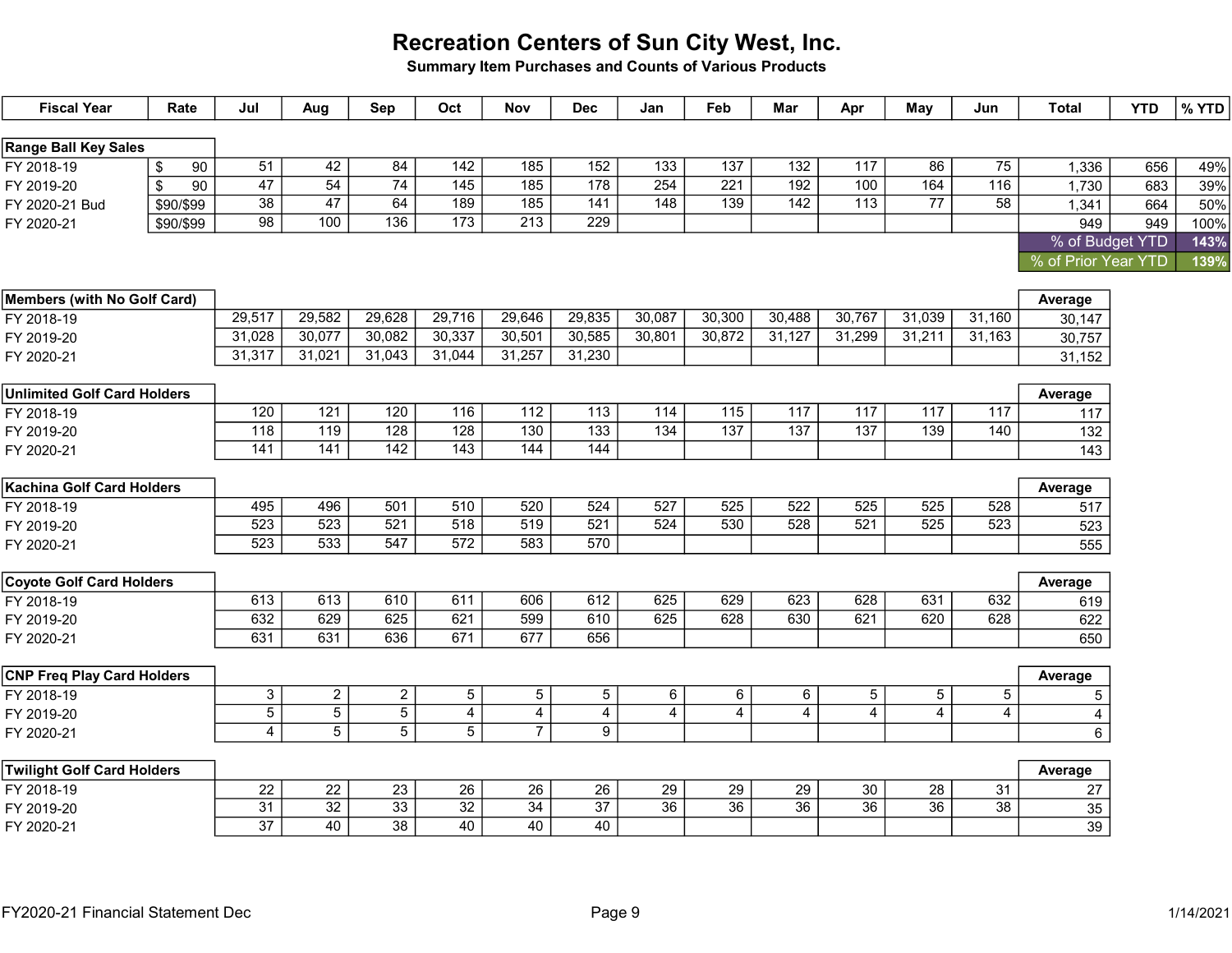# Recreation Centers of Sun City West, Inc.

**Summary Item Purchases and Counts of Various Products**

| Fiscal Year | Rate | Jul | Aug | Sep | Oct | Nov | Dec | Jan | Feb | Mar | Apr | May | Jun | Total | YTD | % YTD |
|---|---|---|---|---|---|---|---|---|---|---|---|---|---|---|---|---|
| **Range Ball Key Sales** | | | | | | | | | | | | | | | | |
| FY 2018-19 | $ 90 | 51 | 42 | 84 | 142 | 185 | 152 | 133 | 137 | 132 | 117 | 86 | 75 | 1,336 | 656 | 49% |
| FY 2019-20 | $ 90 | 47 | 54 | 74 | 145 | 185 | 178 | 254 | 221 | 192 | 100 | 164 | 116 | 1,730 | 683 | 39% |
| FY 2020-21 Bud | $90/$99 | 38 | 47 | 64 | 189 | 185 | 141 | 148 | 139 | 142 | 113 | 77 | 58 | 1,341 | 664 | 50% |
| FY 2020-21 | $90/$99 | 98 | 100 | 136 | 173 | 213 | 229 | | | | | | | 949 | 949 | 100% |
| | | | | | | | | | | | | | | | % of Budget YTD | 143% |
| | | | | | | | | | | | | | | | % of Prior Year YTD | 139% |

| Fiscal Year | Jul | Aug | Sep | Oct | Nov | Dec | Jan | Feb | Mar | Apr | May | Jun | Average |
|---|---|---|---|---|---|---|---|---|---|---|---|---|---|
| **Members (with No Golf Card)** | | | | | | | | | | | | | |
| FY 2018-19 | 29,517 | 29,582 | 29,628 | 29,716 | 29,646 | 29,835 | 30,087 | 30,300 | 30,488 | 30,767 | 31,039 | 31,160 | 30,147 |
| FY 2019-20 | 31,028 | 30,077 | 30,082 | 30,337 | 30,501 | 30,585 | 30,801 | 30,872 | 31,127 | 31,299 | 31,211 | 31,163 | 30,757 |
| FY 2020-21 | 31,317 | 31,021 | 31,043 | 31,044 | 31,257 | 31,230 | | | | | | | 31,152 |
| **Unlimited Golf Card Holders** | | | | | | | | | | | | | |
| FY 2018-19 | 120 | 121 | 120 | 116 | 112 | 113 | 114 | 115 | 117 | 117 | 117 | 117 | 117 |
| FY 2019-20 | 118 | 119 | 128 | 128 | 130 | 133 | 134 | 137 | 137 | 137 | 139 | 140 | 132 |
| FY 2020-21 | 141 | 141 | 142 | 143 | 144 | 144 | | | | | | | 143 |
| **Kachina Golf Card Holders** | | | | | | | | | | | | | |
| FY 2018-19 | 495 | 496 | 501 | 510 | 520 | 524 | 527 | 525 | 522 | 525 | 525 | 528 | 517 |
| FY 2019-20 | 523 | 523 | 521 | 518 | 519 | 521 | 524 | 530 | 528 | 521 | 525 | 523 | 523 |
| FY 2020-21 | 523 | 533 | 547 | 572 | 583 | 570 | | | | | | | 555 |
| **Coyote Golf Card Holders** | | | | | | | | | | | | | |
| FY 2018-19 | 613 | 613 | 610 | 611 | 606 | 612 | 625 | 629 | 623 | 628 | 631 | 632 | 619 |
| FY 2019-20 | 632 | 629 | 625 | 621 | 599 | 610 | 625 | 628 | 630 | 621 | 620 | 628 | 622 |
| FY 2020-21 | 631 | 631 | 636 | 671 | 677 | 656 | | | | | | | 650 |
| **CNP Freq Play Card Holders** | | | | | | | | | | | | | |
| FY 2018-19 | 3 | 2 | 2 | 5 | 5 | 5 | 6 | 6 | 6 | 5 | 5 | 5 | 5 |
| FY 2019-20 | 5 | 5 | 5 | 4 | 4 | 4 | 4 | 4 | 4 | 4 | 4 | 4 | 4 |
| FY 2020-21 | 4 | 5 | 5 | 5 | 7 | 9 | | | | | | | 6 |
| **Twilight Golf Card Holders** | | | | | | | | | | | | | |
| FY 2018-19 | 22 | 22 | 23 | 26 | 26 | 26 | 29 | 29 | 29 | 30 | 28 | 31 | 27 |
| FY 2019-20 | 31 | 32 | 33 | 32 | 34 | 37 | 36 | 36 | 36 | 36 | 36 | 38 | 35 |
| FY 2020-21 | 37 | 40 | 38 | 40 | 40 | 40 | | | | | | | 39 |

FY2020-21 Financial Statement Dec 1/14/2021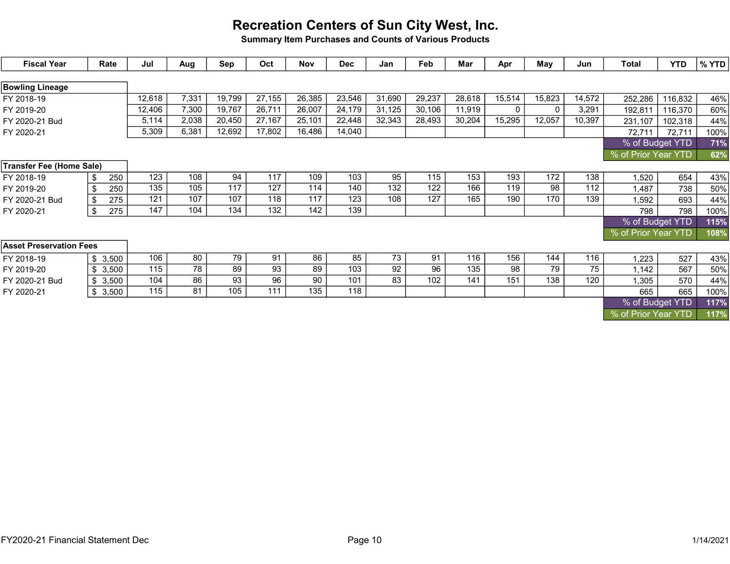# Recreation Centers of Sun City West, Inc.

**Summary Item Purchases and Counts of Various Products**

| Fiscal Year | Rate | Jul | Aug | Sep | Oct | Nov | Dec | Jan | Feb | Mar | Apr | May | Jun | Total | YTD | % YTD |
|---|---|---|---|---|---|---|---|---|---|---|---|---|---|---|---|---|
| **Bowling Lineage** | | | | | | | | | | | | | | | | |
| FY 2018-19 | | 12,618 | 7,331 | 19,799 | 27,155 | 26,385 | 23,546 | 31,690 | 29,237 | 28,618 | 15,514 | 15,823 | 14,572 | 252,286 | 116,832 | 46% |
| FY 2019-20 | | 12,406 | 7,300 | 19,767 | 26,711 | 26,007 | 24,179 | 31,125 | 30,106 | 11,919 | 0 | 0 | 3,291 | 192,811 | 116,370 | 60% |
| FY 2020-21 Bud | | 5,114 | 2,038 | 20,450 | 27,167 | 25,101 | 22,448 | 32,343 | 28,493 | 30,204 | 15,295 | 12,057 | 10,397 | 231,107 | 102,318 | 44% |
| FY 2020-21 | | 5,309 | 6,381 | 12,692 | 17,802 | 16,486 | 14,040 | | | | | | | 72,711 | 72,711 | 100% |
| | | | | | | | | | | | | | | % of Budget YTD | | **71%** |
| | | | | | | | | | | | | | | % of Prior Year YTD | | **62%** |
| **Transfer Fee (Home Sale)** | | | | | | | | | | | | | | | | |
| FY 2018-19 | $ 250 | 123 | 108 | 94 | 117 | 109 | 103 | 95 | 115 | 153 | 193 | 172 | 138 | 1,520 | 654 | 43% |
| FY 2019-20 | $ 250 | 135 | 105 | 117 | 127 | 114 | 140 | 132 | 122 | 166 | 119 | 98 | 112 | 1,487 | 738 | 50% |
| FY 2020-21 Bud | $ 275 | 121 | 107 | 107 | 118 | 117 | 123 | 108 | 127 | 165 | 190 | 170 | 139 | 1,592 | 693 | 44% |
| FY 2020-21 | $ 275 | 147 | 104 | 134 | 132 | 142 | 139 | | | | | | | 798 | 798 | 100% |
| | | | | | | | | | | | | | | % of Budget YTD | | **115%** |
| | | | | | | | | | | | | | | % of Prior Year YTD | | **108%** |
| **Asset Preservation Fees** | | | | | | | | | | | | | | | | |
| FY 2018-19 | $ 3,500 | 106 | 80 | 79 | 91 | 86 | 85 | 73 | 91 | 116 | 156 | 144 | 116 | 1,223 | 527 | 43% |
| FY 2019-20 | $ 3,500 | 115 | 78 | 89 | 93 | 89 | 103 | 92 | 96 | 135 | 98 | 79 | 75 | 1,142 | 567 | 50% |
| FY 2020-21 Bud | $ 3,500 | 104 | 86 | 93 | 96 | 90 | 101 | 83 | 102 | 141 | 151 | 138 | 120 | 1,305 | 570 | 44% |
| FY 2020-21 | $ 3,500 | 115 | 81 | 105 | 111 | 135 | 118 | | | | | | | 665 | 665 | 100% |
| | | | | | | | | | | | | | | % of Budget YTD | | **117%** |
| | | | | | | | | | | | | | | % of Prior Year YTD | | **117%** |

FY2020-21 Financial Statement Dec

1/14/2021